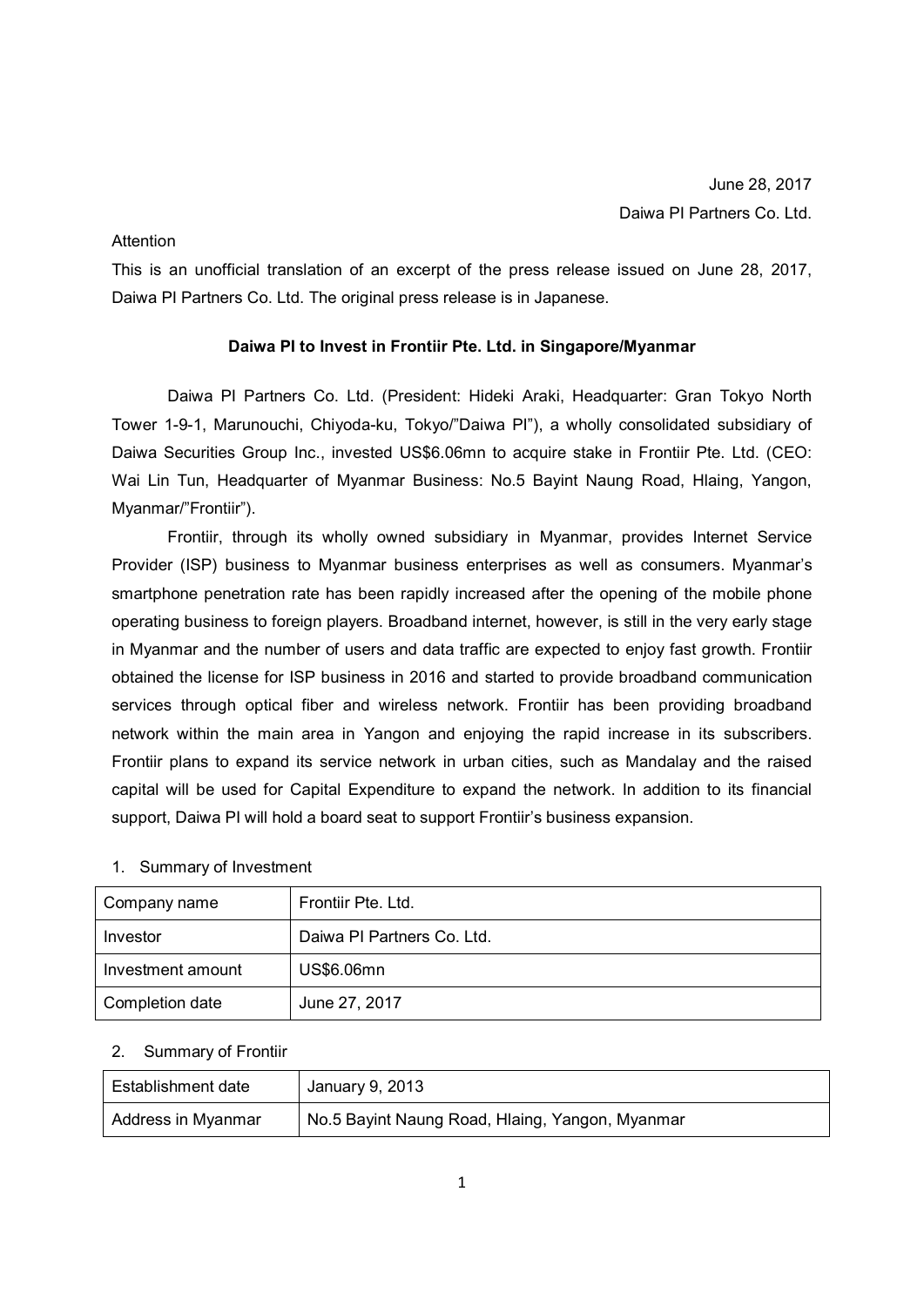June 28, 2017

Daiwa PI Partners Co. Ltd.

Attention

This is an unofficial translation of an excerpt of the press release issued on June 28, 2017, Daiwa PI Partners Co. Ltd. The original press release is in Japanese.

**Daiwa PI to Invest in Frontiir Pte. Ltd. in Singapore/Myanmar**

Daiwa PI Partners Co. Ltd. (President: Hideki Araki, Headquarter: Gran Tokyo North Tower 1-9-1, Marunouchi, Chiyoda-ku, Tokyo/"Daiwa PI"), a wholly consolidated subsidiary of Daiwa Securities Group Inc., invested US$6.06mn to acquire stake in Frontiir Pte. Ltd. (CEO: Wai Lin Tun, Headquarter of Myanmar Business: No.5 Bayint Naung Road, Hlaing, Yangon, Myanmar/"Frontiir").

Frontiir, through its wholly owned subsidiary in Myanmar, provides Internet Service Provider (ISP) business to Myanmar business enterprises as well as consumers. Myanmar's smartphone penetration rate has been rapidly increased after the opening of the mobile phone operating business to foreign players. Broadband internet, however, is still in the very early stage in Myanmar and the number of users and data traffic are expected to enjoy fast growth. Frontiir obtained the license for ISP business in 2016 and started to provide broadband communication services through optical fiber and wireless network. Frontiir has been providing broadband network within the main area in Yangon and enjoying the rapid increase in its subscribers. Frontiir plans to expand its service network in urban cities, such as Mandalay and the raised capital will be used for Capital Expenditure to expand the network. In addition to its financial support, Daiwa PI will hold a board seat to support Frontiir's business expansion.

1. Summary of Investment

| Company name | Frontiir Pte. Ltd. |
|---|---|
| Investor | Daiwa PI Partners Co. Ltd. |
| Investment amount | US$6.06mn |
| Completion date | June 27, 2017 |

2. Summary of Frontiir

| Establishment date | January 9, 2013 |
|---|---|
| Address in Myanmar | No.5 Bayint Naung Road, Hlaing, Yangon, Myanmar |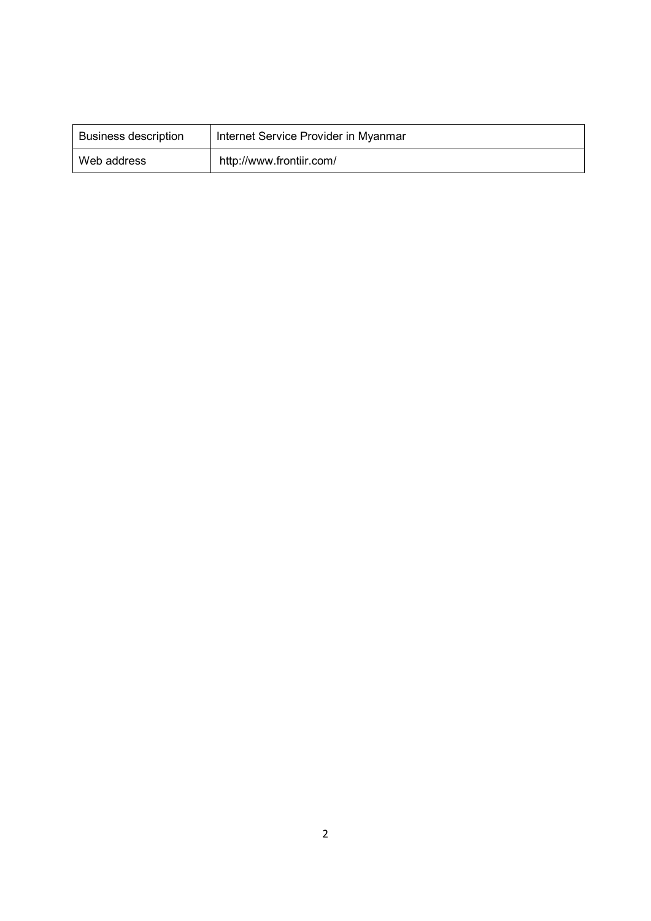| | |
|---|---|
| Business description | Internet Service Provider in Myanmar |
| Web address | http://www.frontiir.com/ |